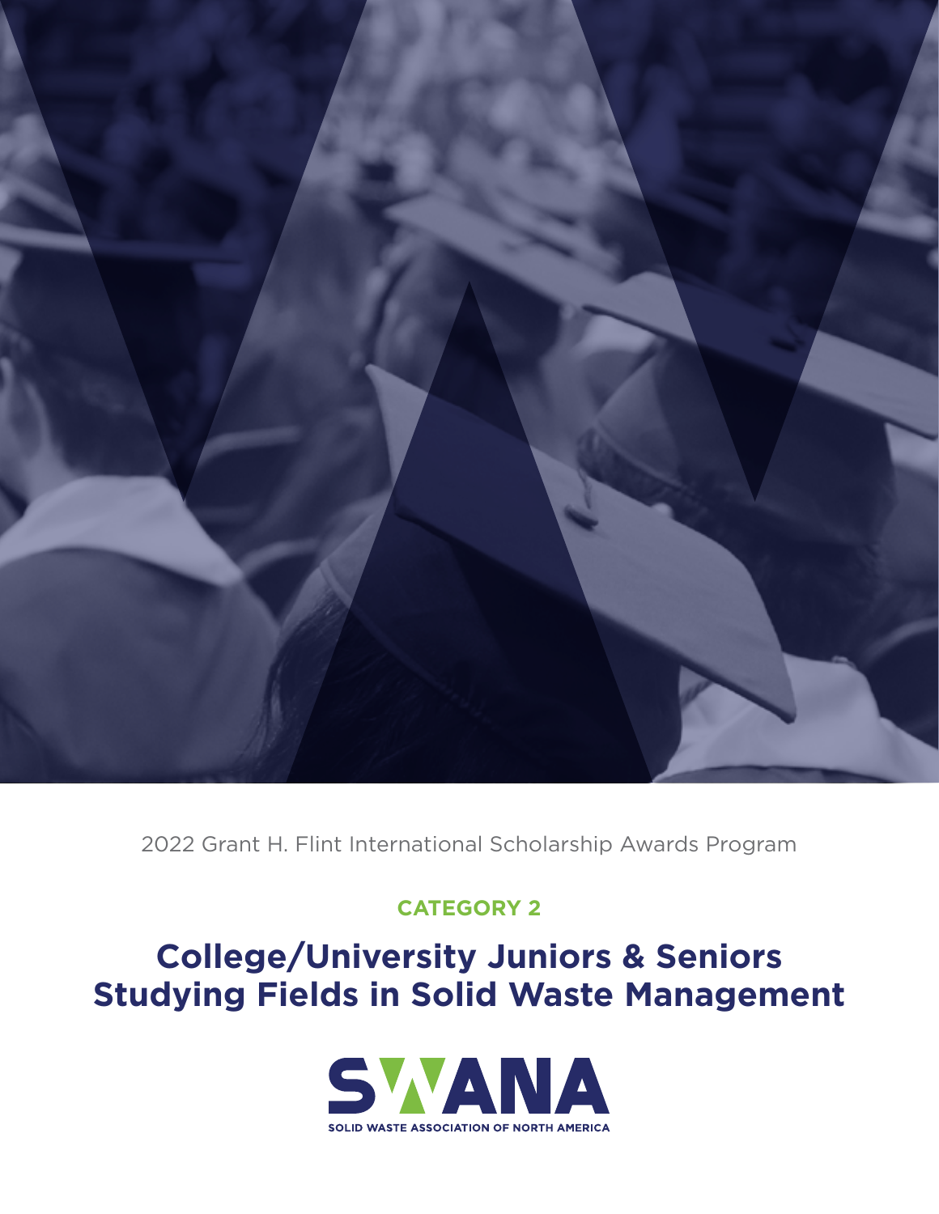2022 Grant H. Flint International Scholarship Awards Program

**CATEGORY 2**

# College/University Juniors & Seniors Studying Fields in Solid Waste Management

SWANA

SOLID WASTE ASSOCIATION OF NORTH AMERICA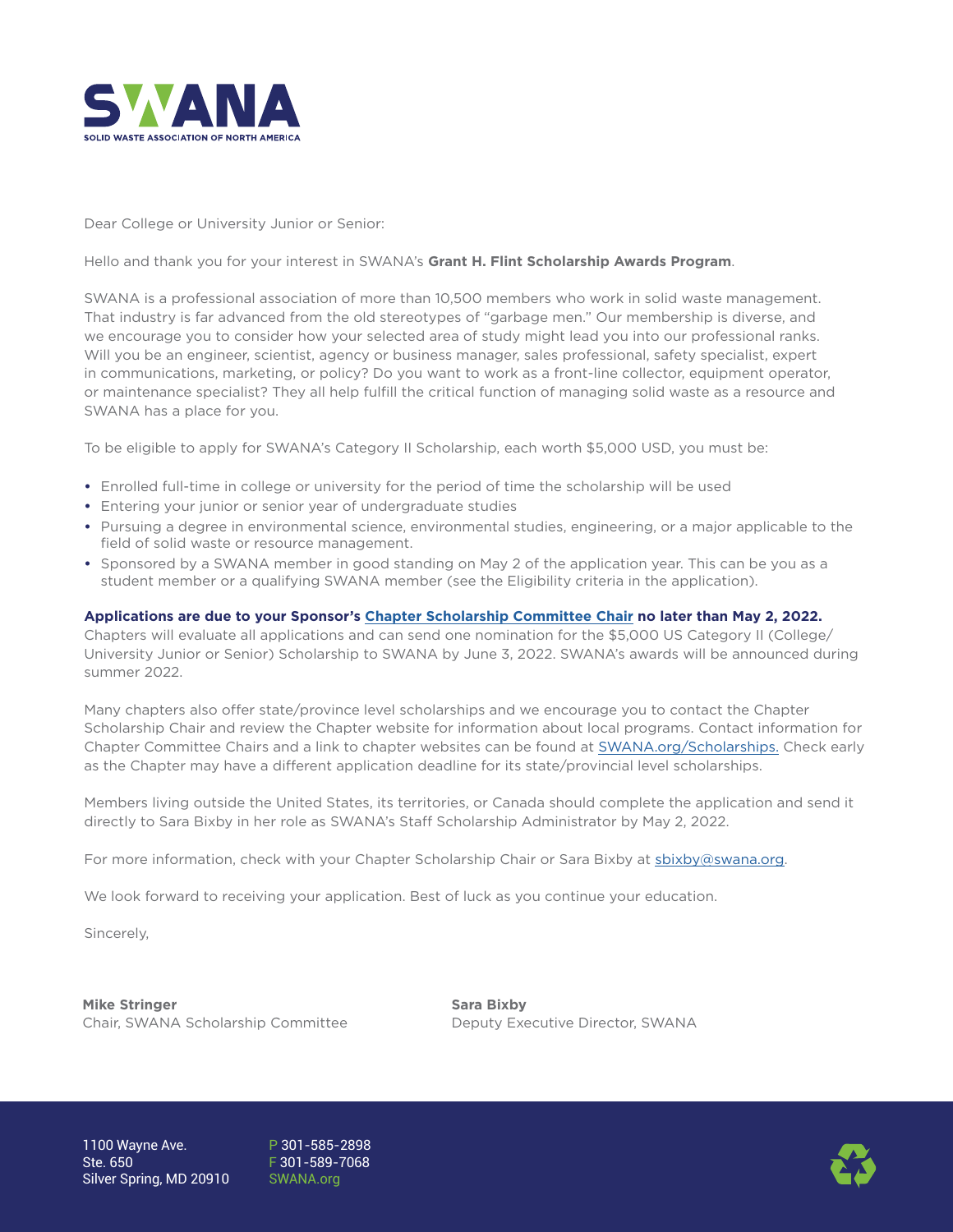**SWANA**
SOLID WASTE ASSOCIATION OF NORTH AMERICA

Dear College or University Junior or Senior:

Hello and thank you for your interest in SWANA's **Grant H. Flint Scholarship Awards Program**.

SWANA is a professional association of more than 10,500 members who work in solid waste management. That industry is far advanced from the old stereotypes of "garbage men." Our membership is diverse, and we encourage you to consider how your selected area of study might lead you into our professional ranks. Will you be an engineer, scientist, agency or business manager, sales professional, safety specialist, expert in communications, marketing, or policy? Do you want to work as a front-line collector, equipment operator, or maintenance specialist? They all help fulfill the critical function of managing solid waste as a resource and SWANA has a place for you.

To be eligible to apply for SWANA's Category II Scholarship, each worth $5,000 USD, you must be:

- Enrolled full-time in college or university for the period of time the scholarship will be used
- Entering your junior or senior year of undergraduate studies
- Pursuing a degree in environmental science, environmental studies, engineering, or a major applicable to the field of solid waste or resource management.
- Sponsored by a SWANA member in good standing on May 2 of the application year. This can be you as a student member or a qualifying SWANA member (see the Eligibility criteria in the application).

**Applications are due to your Sponsor's Chapter Scholarship Committee Chair no later than May 2, 2022.** Chapters will evaluate all applications and can send one nomination for the $5,000 US Category II (College/University Junior or Senior) Scholarship to SWANA by June 3, 2022. SWANA's awards will be announced during summer 2022.

Many chapters also offer state/province level scholarships and we encourage you to contact the Chapter Scholarship Chair and review the Chapter website for information about local programs. Contact information for Chapter Committee Chairs and a link to chapter websites can be found at SWANA.org/Scholarships. Check early as the Chapter may have a different application deadline for its state/provincial level scholarships.

Members living outside the United States, its territories, or Canada should complete the application and send it directly to Sara Bixby in her role as SWANA's Staff Scholarship Administrator by May 2, 2022.

For more information, check with your Chapter Scholarship Chair or Sara Bixby at sbixby@swana.org.

We look forward to receiving your application. Best of luck as you continue your education.

Sincerely,

**Mike Stringer**
Chair, SWANA Scholarship Committee

**Sara Bixby**
Deputy Executive Director, SWANA

1100 Wayne Ave.
Ste. 650
Silver Spring, MD 20910

P 301-585-2898
F 301-589-7068
SWANA.org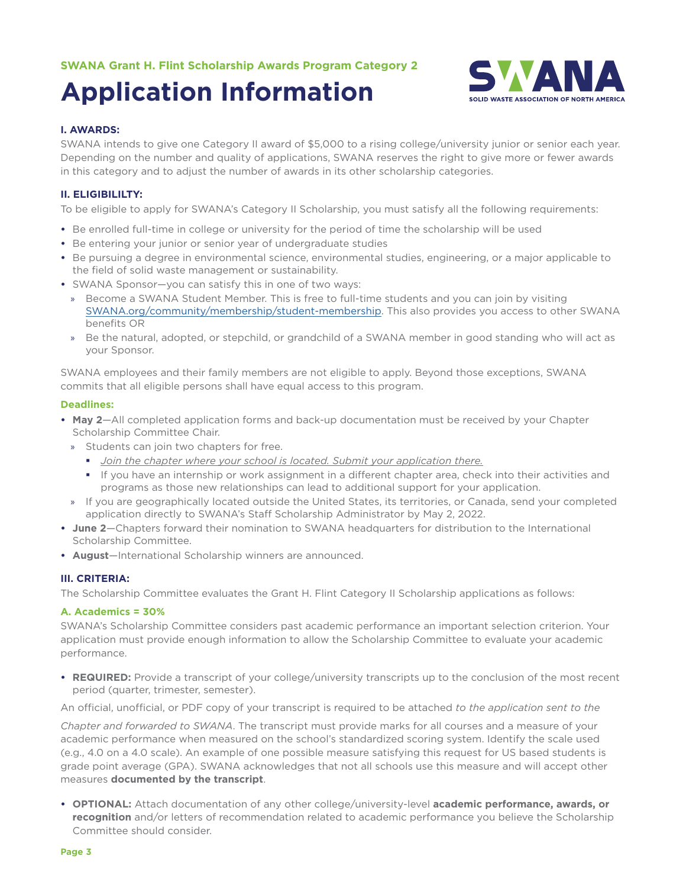SWANA Grant H. Flint Scholarship Awards Program Category 2

# Application Information

### I. AWARDS:

SWANA intends to give one Category II award of $5,000 to a rising college/university junior or senior each year. Depending on the number and quality of applications, SWANA reserves the right to give more or fewer awards in this category and to adjust the number of awards in its other scholarship categories.

### II. ELIGIBILILTY:

To be eligible to apply for SWANA's Category II Scholarship, you must satisfy all the following requirements:

- Be enrolled full-time in college or university for the period of time the scholarship will be used
- Be entering your junior or senior year of undergraduate studies
- Be pursuing a degree in environmental science, environmental studies, engineering, or a major applicable to the field of solid waste management or sustainability.
- SWANA Sponsor—you can satisfy this in one of two ways:
  - Become a SWANA Student Member. This is free to full-time students and you can join by visiting SWANA.org/community/membership/student-membership. This also provides you access to other SWANA benefits OR
  - Be the natural, adopted, or stepchild, or grandchild of a SWANA member in good standing who will act as your Sponsor.

SWANA employees and their family members are not eligible to apply. Beyond those exceptions, SWANA commits that all eligible persons shall have equal access to this program.

**Deadlines:**

- **May 2**—All completed application forms and back-up documentation must be received by your Chapter Scholarship Committee Chair.
  - Students can join two chapters for free.
    - *Join the chapter where your school is located. Submit your application there.*
    - If you have an internship or work assignment in a different chapter area, check into their activities and programs as those new relationships can lead to additional support for your application.
  - If you are geographically located outside the United States, its territories, or Canada, send your completed application directly to SWANA's Staff Scholarship Administrator by May 2, 2022.
- **June 2**—Chapters forward their nomination to SWANA headquarters for distribution to the International Scholarship Committee.
- **August**—International Scholarship winners are announced.

### III. CRITERIA:

The Scholarship Committee evaluates the Grant H. Flint Category II Scholarship applications as follows:

**A. Academics = 30%**

SWANA's Scholarship Committee considers past academic performance an important selection criterion. Your application must provide enough information to allow the Scholarship Committee to evaluate your academic performance.

- **REQUIRED:** Provide a transcript of your college/university transcripts up to the conclusion of the most recent period (quarter, trimester, semester).

An official, unofficial, or PDF copy of your transcript is required to be attached *to the application sent to the Chapter and forwarded to SWANA*. The transcript must provide marks for all courses and a measure of your academic performance when measured on the school's standardized scoring system. Identify the scale used (e.g., 4.0 on a 4.0 scale). An example of one possible measure satisfying this request for US based students is grade point average (GPA). SWANA acknowledges that not all schools use this measure and will accept other measures **documented by the transcript**.

- **OPTIONAL:** Attach documentation of any other college/university-level **academic performance, awards, or recognition** and/or letters of recommendation related to academic performance you believe the Scholarship Committee should consider.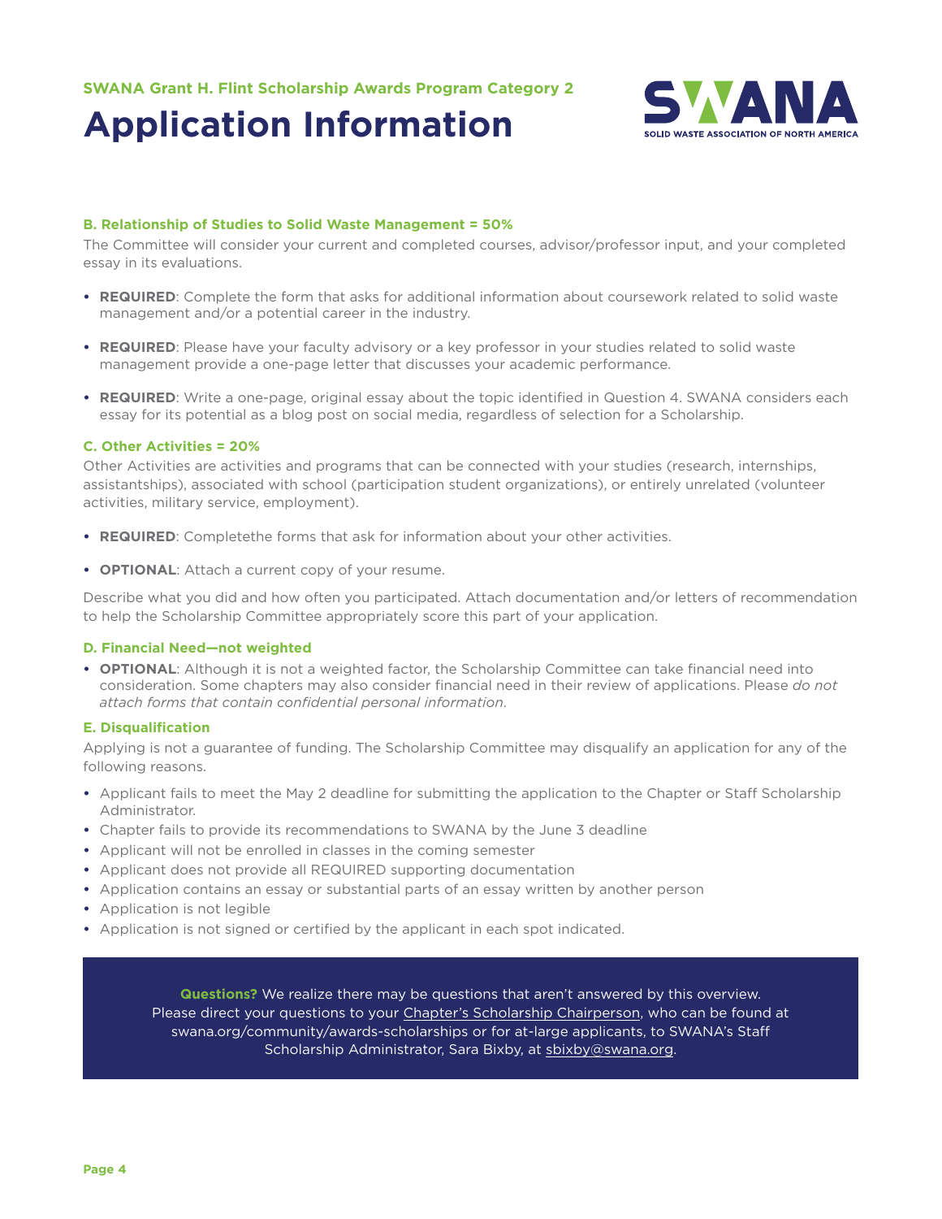SWANA Grant H. Flint Scholarship Awards Program Category 2

# Application Information

### B. Relationship of Studies to Solid Waste Management = 50%

The Committee will consider your current and completed courses, advisor/professor input, and your completed essay in its evaluations.

- **REQUIRED**: Complete the form that asks for additional information about coursework related to solid waste management and/or a potential career in the industry.
- **REQUIRED**: Please have your faculty advisory or a key professor in your studies related to solid waste management provide a one-page letter that discusses your academic performance.
- **REQUIRED**: Write a one-page, original essay about the topic identified in Question 4. SWANA considers each essay for its potential as a blog post on social media, regardless of selection for a Scholarship.

### C. Other Activities = 20%

Other Activities are activities and programs that can be connected with your studies (research, internships, assistantships), associated with school (participation student organizations), or entirely unrelated (volunteer activities, military service, employment).

- **REQUIRED**: Completethe forms that ask for information about your other activities.
- **OPTIONAL**: Attach a current copy of your resume.

Describe what you did and how often you participated. Attach documentation and/or letters of recommendation to help the Scholarship Committee appropriately score this part of your application.

### D. Financial Need—not weighted

- **OPTIONAL**: Although it is not a weighted factor, the Scholarship Committee can take financial need into consideration. Some chapters may also consider financial need in their review of applications. Please *do not attach forms that contain confidential personal information*.

### E. Disqualification

Applying is not a guarantee of funding. The Scholarship Committee may disqualify an application for any of the following reasons.

- Applicant fails to meet the May 2 deadline for submitting the application to the Chapter or Staff Scholarship Administrator.
- Chapter fails to provide its recommendations to SWANA by the June 3 deadline
- Applicant will not be enrolled in classes in the coming semester
- Applicant does not provide all REQUIRED supporting documentation
- Application contains an essay or substantial parts of an essay written by another person
- Application is not legible
- Application is not signed or certified by the applicant in each spot indicated.

**Questions?** We realize there may be questions that aren't answered by this overview. Please direct your questions to your Chapter's Scholarship Chairperson, who can be found at swana.org/community/awards-scholarships or for at-large applicants, to SWANA's Staff Scholarship Administrator, Sara Bixby, at sbixby@swana.org.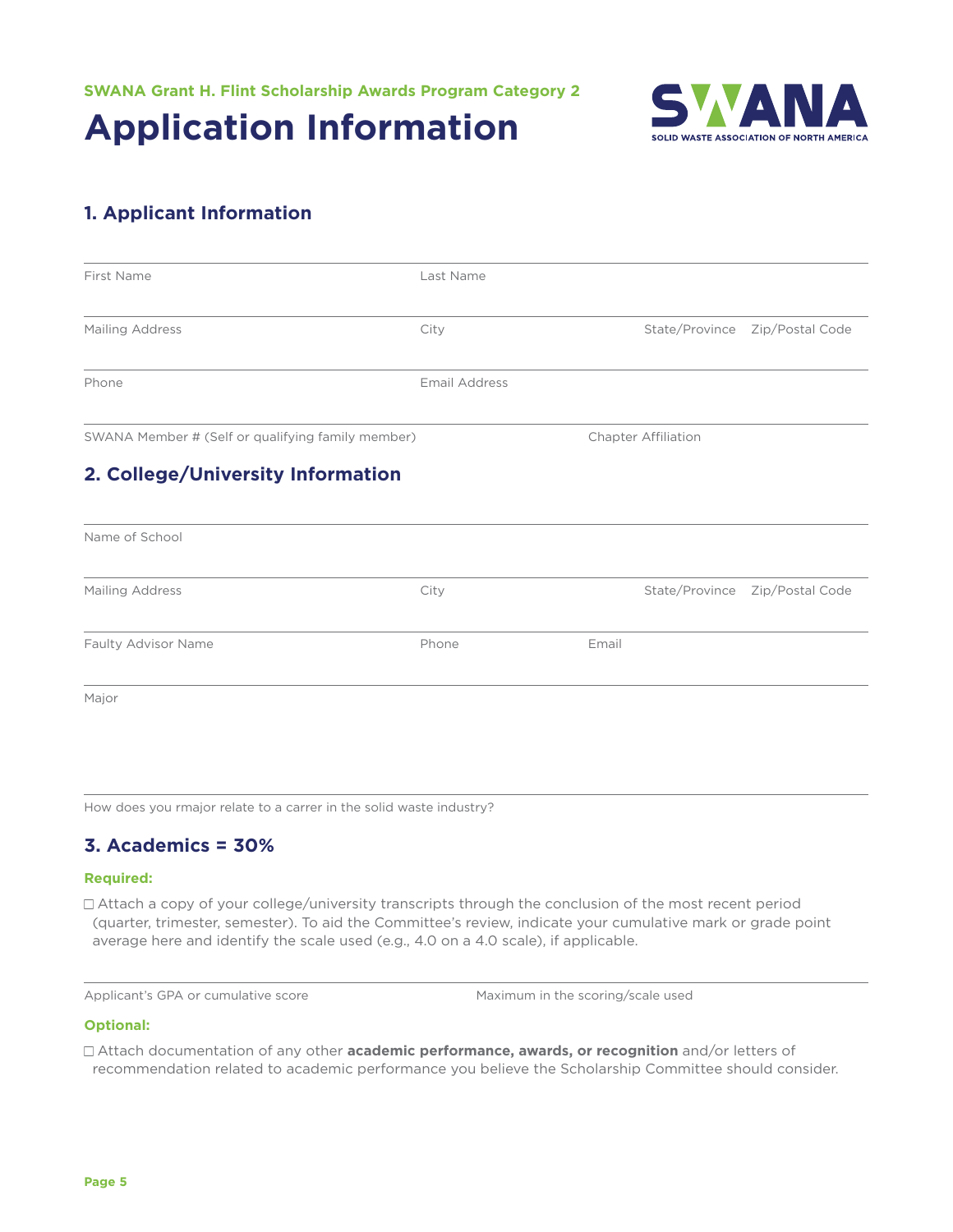SWANA Grant H. Flint Scholarship Awards Program Category 2

# Application Information

SWANA
SOLID WASTE ASSOCIATION OF NORTH AMERICA

## 1. Applicant Information

First Name | Last Name

Mailing Address | City | State/Province | Zip/Postal Code

Phone | Email Address

SWANA Member # (Self or qualifying family member) | Chapter Affiliation

## 2. College/University Information

Name of School

Mailing Address | City | State/Province | Zip/Postal Code

Faulty Advisor Name | Phone | Email

Major

How does you rmajor relate to a carrer in the solid waste industry?

## 3. Academics = 30%

**Required:**

☐ Attach a copy of your college/university transcripts through the conclusion of the most recent period (quarter, trimester, semester). To aid the Committee's review, indicate your cumulative mark or grade point average here and identify the scale used (e.g., 4.0 on a 4.0 scale), if applicable.

Applicant's GPA or cumulative score | Maximum in the scoring/scale used

**Optional:**

☐ Attach documentation of any other **academic performance, awards, or recognition** and/or letters of recommendation related to academic performance you believe the Scholarship Committee should consider.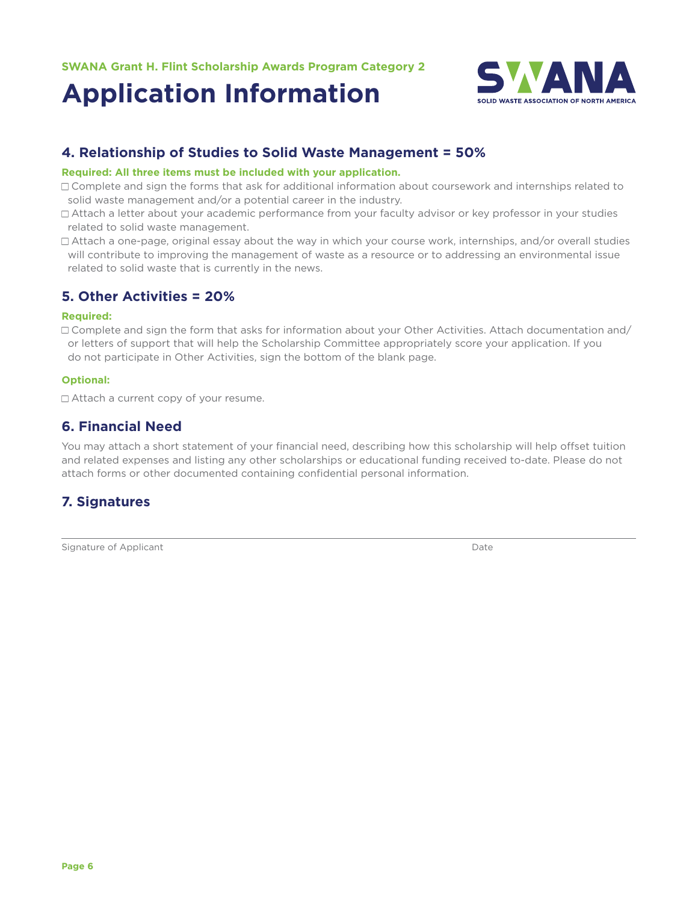SWANA Grant H. Flint Scholarship Awards Program Category 2

# Application Information

## 4. Relationship of Studies to Solid Waste Management = 50%

**Required: All three items must be included with your application.**

- ☐ Complete and sign the forms that ask for additional information about coursework and internships related to solid waste management and/or a potential career in the industry.
- ☐ Attach a letter about your academic performance from your faculty advisor or key professor in your studies related to solid waste management.
- ☐ Attach a one-page, original essay about the way in which your course work, internships, and/or overall studies will contribute to improving the management of waste as a resource or to addressing an environmental issue related to solid waste that is currently in the news.

## 5. Other Activities = 20%

**Required:**

- ☐ Complete and sign the form that asks for information about your Other Activities. Attach documentation and/or letters of support that will help the Scholarship Committee appropriately score your application. If you do not participate in Other Activities, sign the bottom of the blank page.

**Optional:**

- ☐ Attach a current copy of your resume.

## 6. Financial Need

You may attach a short statement of your financial need, describing how this scholarship will help offset tuition and related expenses and listing any other scholarships or educational funding received to-date. Please do not attach forms or other documented containing confidential personal information.

## 7. Signatures

Signature of Applicant ______________________ Date ____________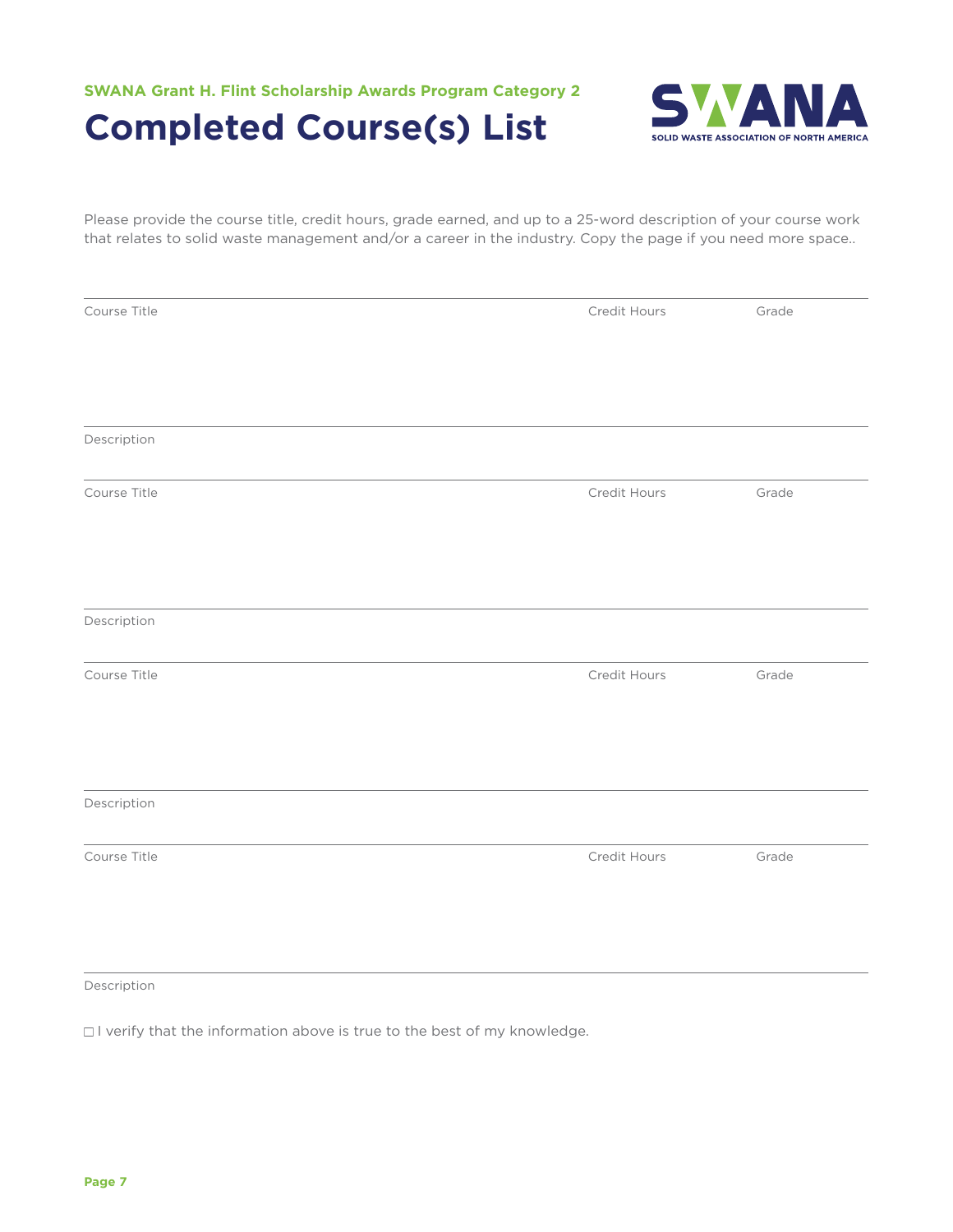SWANA Grant H. Flint Scholarship Awards Program Category 2

# Completed Course(s) List

Please provide the course title, credit hours, grade earned, and up to a 25-word description of your course work that relates to solid waste management and/or a career in the industry. Copy the page if you need more space..

| Course Title | Credit Hours | Grade |
|---|---|---|
| | | |

Description

| Course Title | Credit Hours | Grade |
|---|---|---|
| | | |

Description

| Course Title | Credit Hours | Grade |
|---|---|---|
| | | |

Description

| Course Title | Credit Hours | Grade |
|---|---|---|
| | | |

Description

☐ I verify that the information above is true to the best of my knowledge.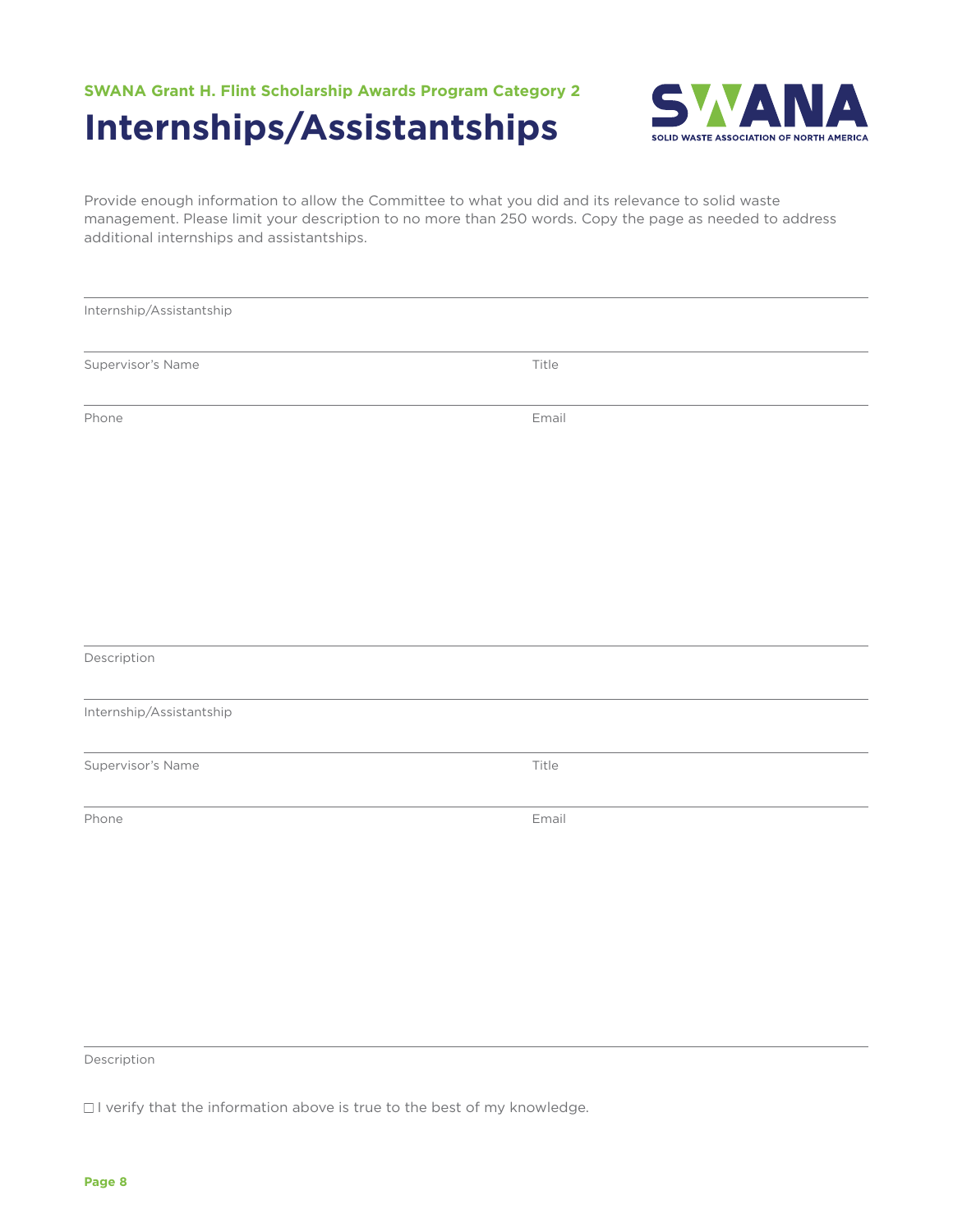SWANA Grant H. Flint Scholarship Awards Program Category 2

# Internships/Assistantships

Provide enough information to allow the Committee to what you did and its relevance to solid waste management. Please limit your description to no more than 250 words. Copy the page as needed to address additional internships and assistantships.

Internship/Assistantship

Supervisor's Name | Title

Phone | Email

Description

Internship/Assistantship

Supervisor's Name | Title

Phone | Email

Description

☐ I verify that the information above is true to the best of my knowledge.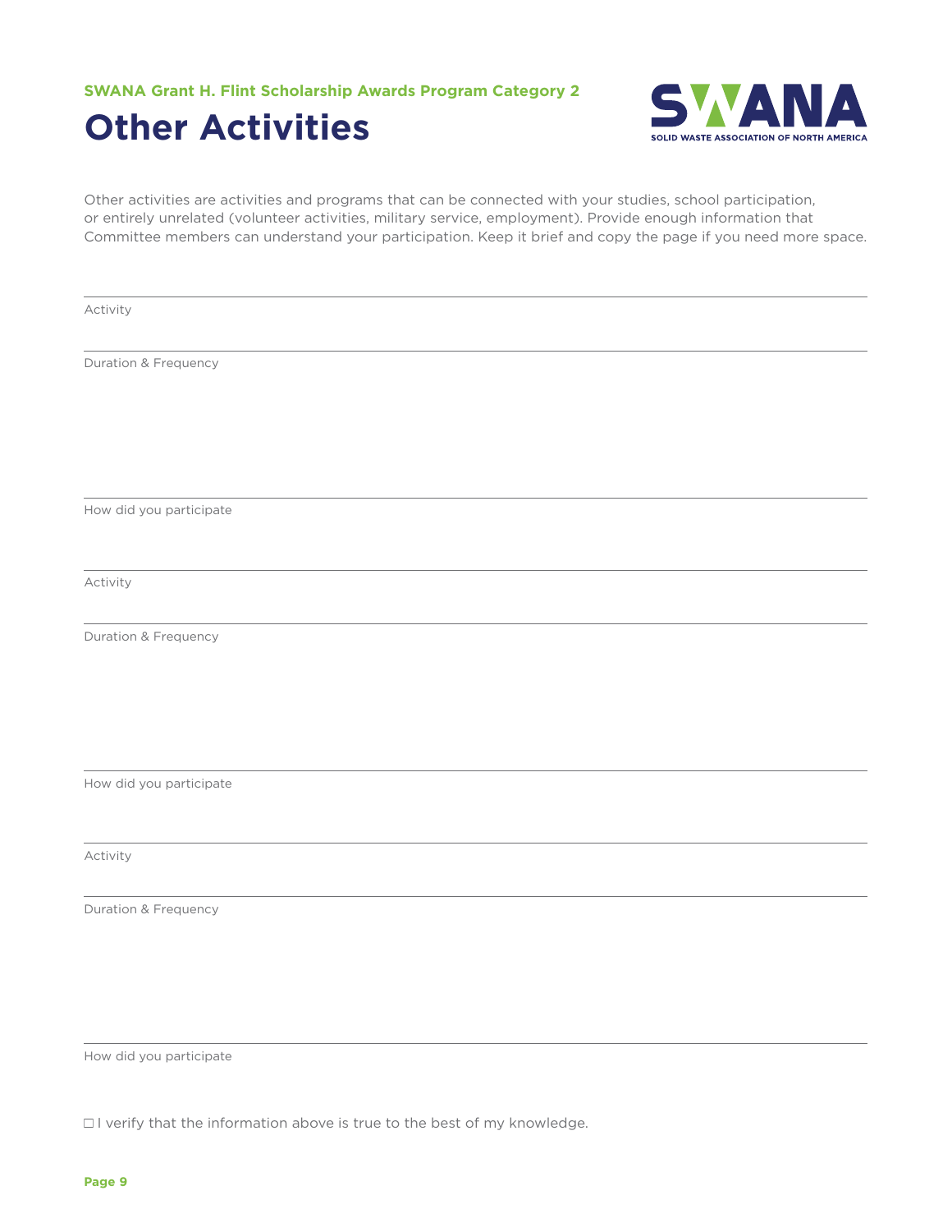SWANA Grant H. Flint Scholarship Awards Program Category 2

# Other Activities

SWANA
SOLID WASTE ASSOCIATION OF NORTH AMERICA

Other activities are activities and programs that can be connected with your studies, school participation, or entirely unrelated (volunteer activities, military service, employment). Provide enough information that Committee members can understand your participation. Keep it brief and copy the page if you need more space.

---

Activity

---

Duration & Frequency

---

How did you participate

---

Activity

---

Duration & Frequency

---

How did you participate

---

Activity

---

Duration & Frequency

---

How did you participate

☐ I verify that the information above is true to the best of my knowledge.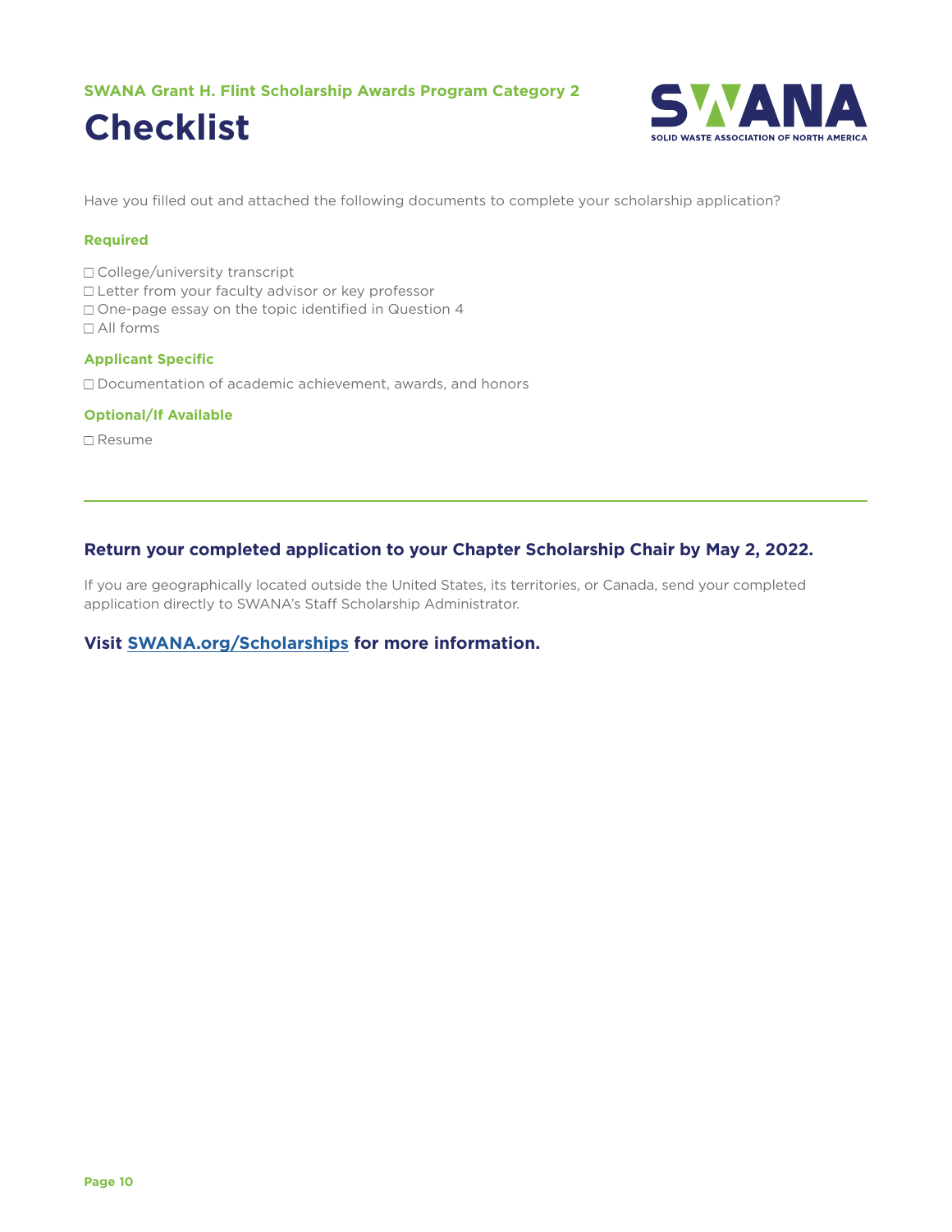SWANA Grant H. Flint Scholarship Awards Program Category 2

# Checklist

SWANA
SOLID WASTE ASSOCIATION OF NORTH AMERICA

Have you filled out and attached the following documents to complete your scholarship application?

**Required**

- ☐ College/university transcript
- ☐ Letter from your faculty advisor or key professor
- ☐ One-page essay on the topic identified in Question 4
- ☐ All forms

**Applicant Specific**

- ☐ Documentation of academic achievement, awards, and honors

**Optional/If Available**

- ☐ Resume

---

**Return your completed application to your Chapter Scholarship Chair by May 2, 2022.**

If you are geographically located outside the United States, its territories, or Canada, send your completed application directly to SWANA's Staff Scholarship Administrator.

**Visit SWANA.org/Scholarships for more information.**